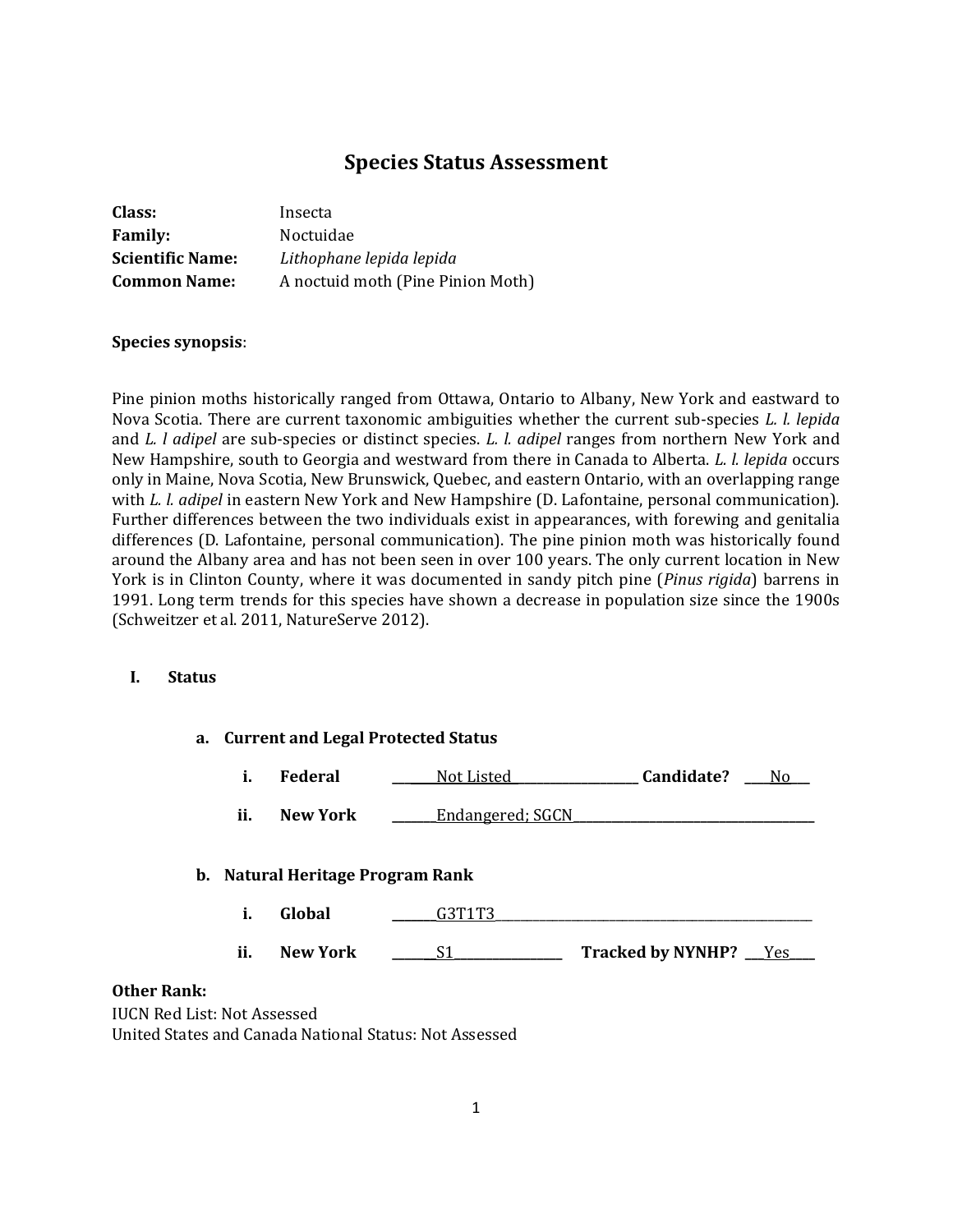# Species Status Assessment

**Class:** Insecta
**Family:** Noctuidae
**Scientific Name:** *Lithophane lepida lepida*
**Common Name:** A noctuid moth (Pine Pinion Moth)

**Species synopsis**:

Pine pinion moths historically ranged from Ottawa, Ontario to Albany, New York and eastward to Nova Scotia. There are current taxonomic ambiguities whether the current sub-species *L. l. lepida* and *L. l adipel* are sub-species or distinct species. *L. l. adipel* ranges from northern New York and New Hampshire, south to Georgia and westward from there in Canada to Alberta. *L. l. lepida* occurs only in Maine, Nova Scotia, New Brunswick, Quebec, and eastern Ontario, with an overlapping range with *L. l. adipel* in eastern New York and New Hampshire (D. Lafontaine, personal communication). Further differences between the two individuals exist in appearances, with forewing and genitalia differences (D. Lafontaine, personal communication). The pine pinion moth was historically found around the Albany area and has not been seen in over 100 years. The only current location in New York is in Clinton County, where it was documented in sandy pitch pine (*Pinus rigida*) barrens in 1991. Long term trends for this species have shown a decrease in population size since the 1900s (Schweitzer et al. 2011, NatureServe 2012).

## I. Status

### a. Current and Legal Protected Status

i. **Federal** Not Listed **Candidate?** No

ii. **New York** Endangered; SGCN

### b. Natural Heritage Program Rank

i. **Global** G3T1T3

ii. **New York** S1 **Tracked by NYNHP?** Yes

**Other Rank:**
IUCN Red List: Not Assessed
United States and Canada National Status: Not Assessed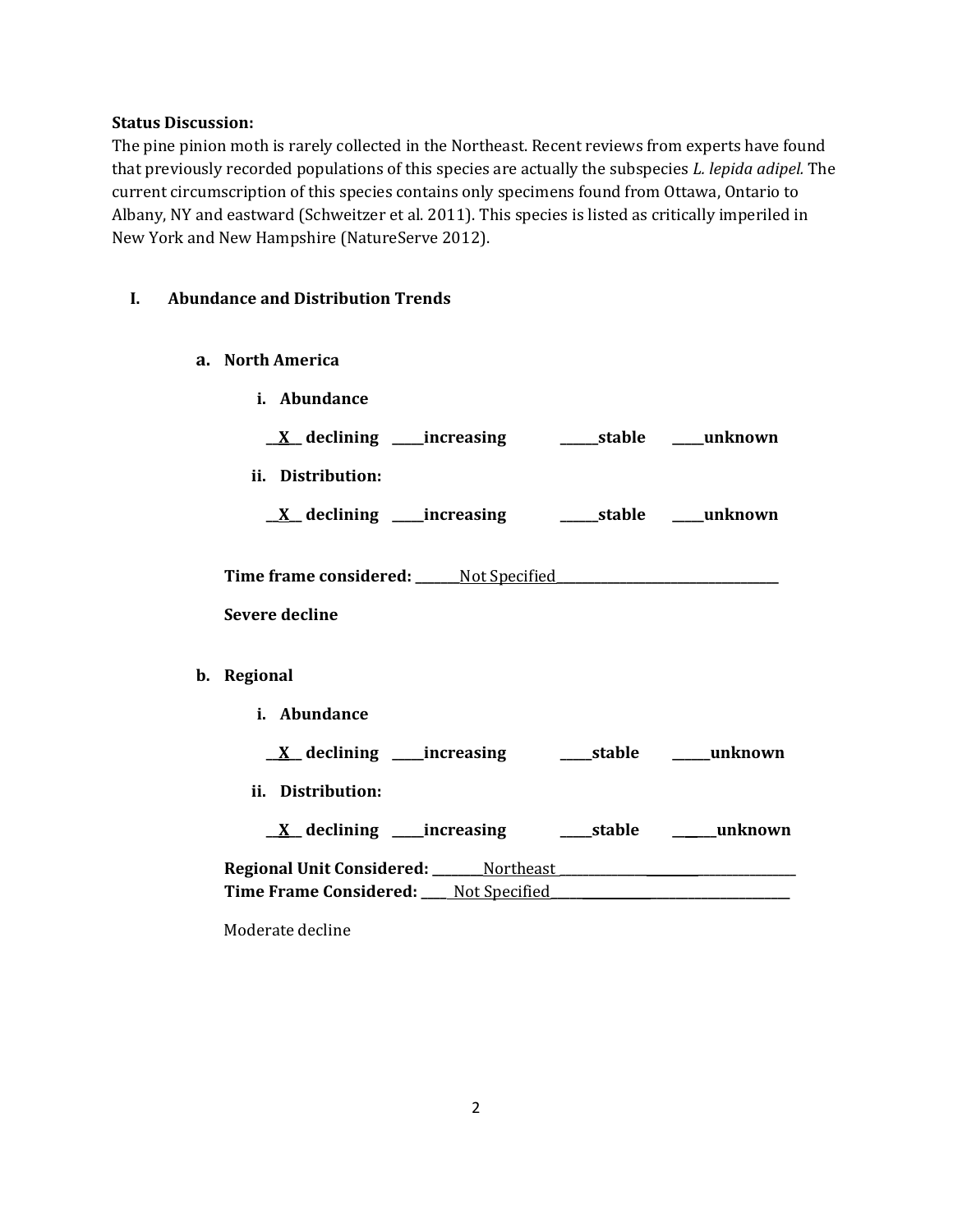**Status Discussion:**
The pine pinion moth is rarely collected in the Northeast. Recent reviews from experts have found that previously recorded populations of this species are actually the subspecies *L. lepida adipel.* The current circumscription of this species contains only specimens found from Ottawa, Ontario to Albany, NY and eastward (Schweitzer et al. 2011). This species is listed as critically imperiled in New York and New Hampshire (NatureServe 2012).

## I. Abundance and Distribution Trends

### a. North America

**i. Abundance**

__X__ declining _____increasing ______stable _____unknown

**ii. Distribution:**

__X__ declining _____increasing ______stable _____unknown

**Time frame considered:** _______Not Specified___________________________________

**Severe decline**

### b. Regional

**i. Abundance**

__X__ declining _____increasing _____stable ______unknown

**ii. Distribution:**

__X__ declining _____increasing _____stable ______unknown

**Regional Unit Considered:** ________Northeast ________________________________________
**Time Frame Considered:** ____ Not Specified_______________________________________

Moderate decline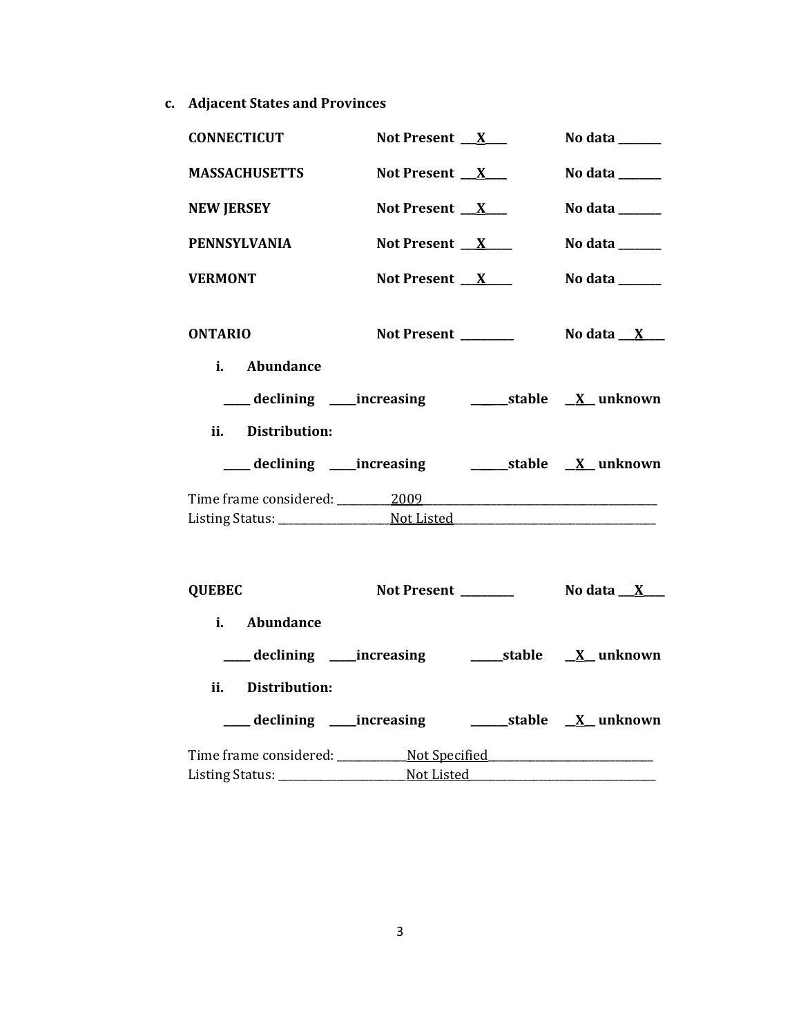**c. Adjacent States and Provinces**

**CONNECTICUT** **Not Present** __X__ **No data** _______

**MASSACHUSETTS** **Not Present** __X__ **No data** _______

**NEW JERSEY** **Not Present** __X__ **No data** _______

**PENNSYLVANIA** **Not Present** __X__ **No data** _______

**VERMONT** **Not Present** __X__ **No data** _______

**ONTARIO** **Not Present** _________ **No data** __X__

**i. Abundance**

____ **declining** ____**increasing** ______**stable** __X__ **unknown**

**ii. Distribution:**

____ **declining** ____**increasing** ______**stable** __X__ **unknown**

Time frame considered: 2009

Listing Status: Not Listed

**QUEBEC** **Not Present** _________ **No data** __X__

**i. Abundance**

____ **declining** ____**increasing** _____**stable** __X__ **unknown**

**ii. Distribution:**

____ **declining** ____**increasing** ______**stable** __X__ **unknown**

Time frame considered: Not Specified

Listing Status: Not Listed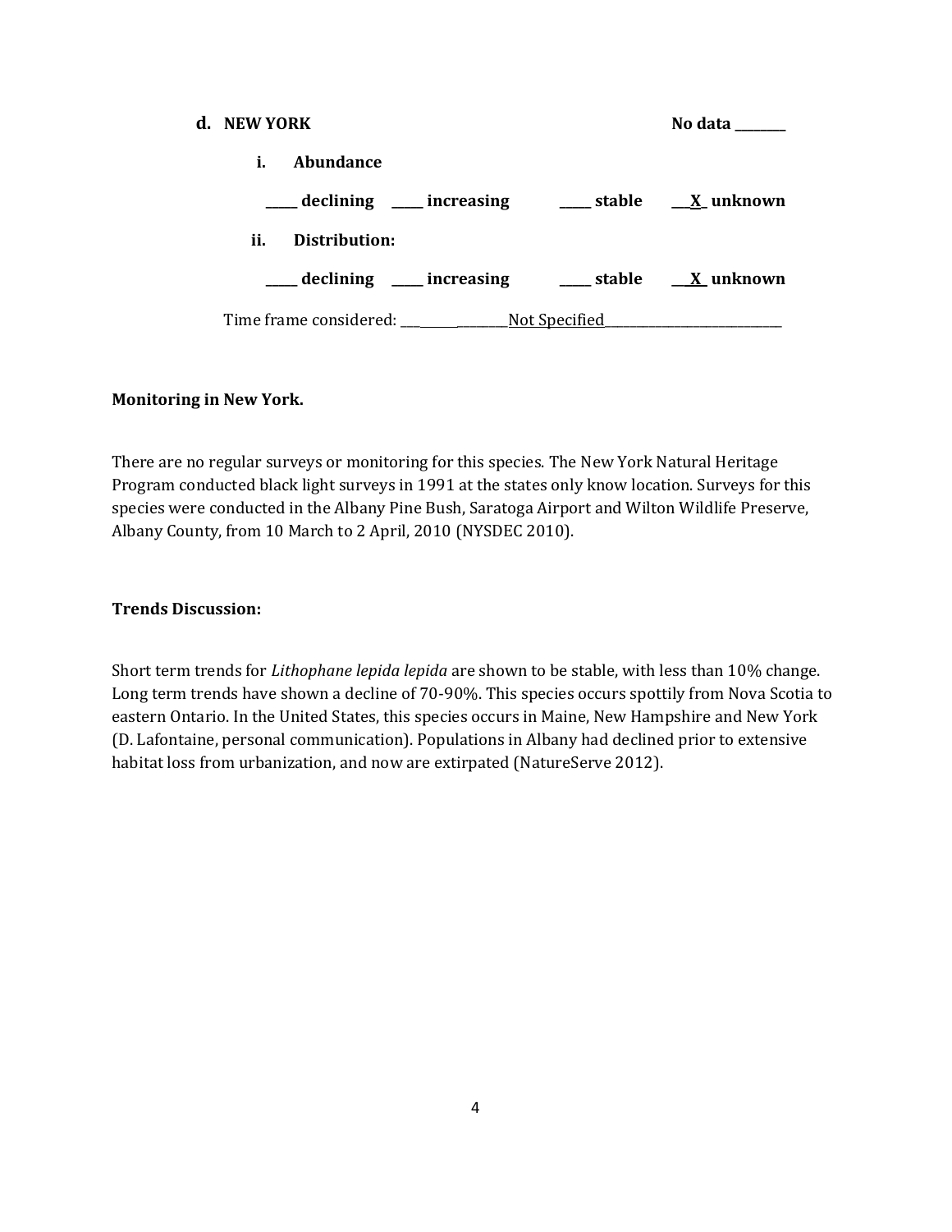**d. NEW YORK** **No data \_\_\_\_\_\_\_\_**

**i. Abundance**

**\_\_\_\_\_ declining \_\_\_\_\_ increasing \_\_\_\_\_ stable \_\_X\_ unknown**

**ii. Distribution:**

**\_\_\_\_\_ declining \_\_\_\_\_ increasing \_\_\_\_\_ stable \_\_X\_ unknown**

Time frame considered: \_\_\_\_\_\_\_\_\_\_\_\_\_\_\_\_Not Specified\_\_\_\_\_\_\_\_\_\_\_\_\_\_\_\_\_\_\_\_\_\_\_\_\_\_\_\_

**Monitoring in New York.**

There are no regular surveys or monitoring for this species. The New York Natural Heritage Program conducted black light surveys in 1991 at the states only know location. Surveys for this species were conducted in the Albany Pine Bush, Saratoga Airport and Wilton Wildlife Preserve, Albany County, from 10 March to 2 April, 2010 (NYSDEC 2010).

**Trends Discussion:**

Short term trends for *Lithophane lepida lepida* are shown to be stable, with less than 10% change. Long term trends have shown a decline of 70-90%. This species occurs spottily from Nova Scotia to eastern Ontario. In the United States, this species occurs in Maine, New Hampshire and New York (D. Lafontaine, personal communication). Populations in Albany had declined prior to extensive habitat loss from urbanization, and now are extirpated (NatureServe 2012).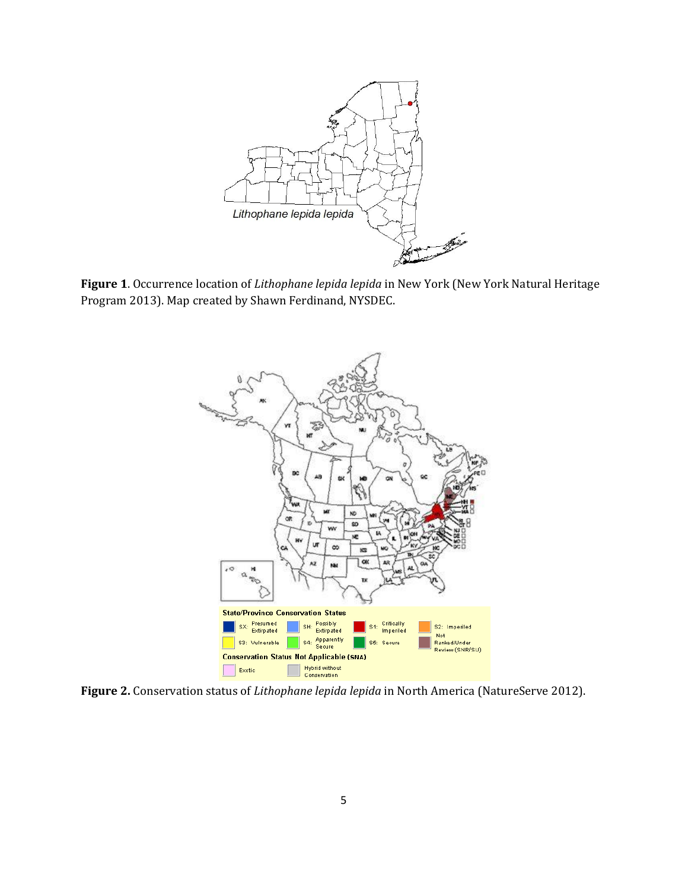**Figure 1**. Occurrence location of *Lithophane lepida lepida* in New York (New York Natural Heritage Program 2013). Map created by Shawn Ferdinand, NYSDEC.

**Figure 2.** Conservation status of *Lithophane lepida lepida* in North America (NatureServe 2012).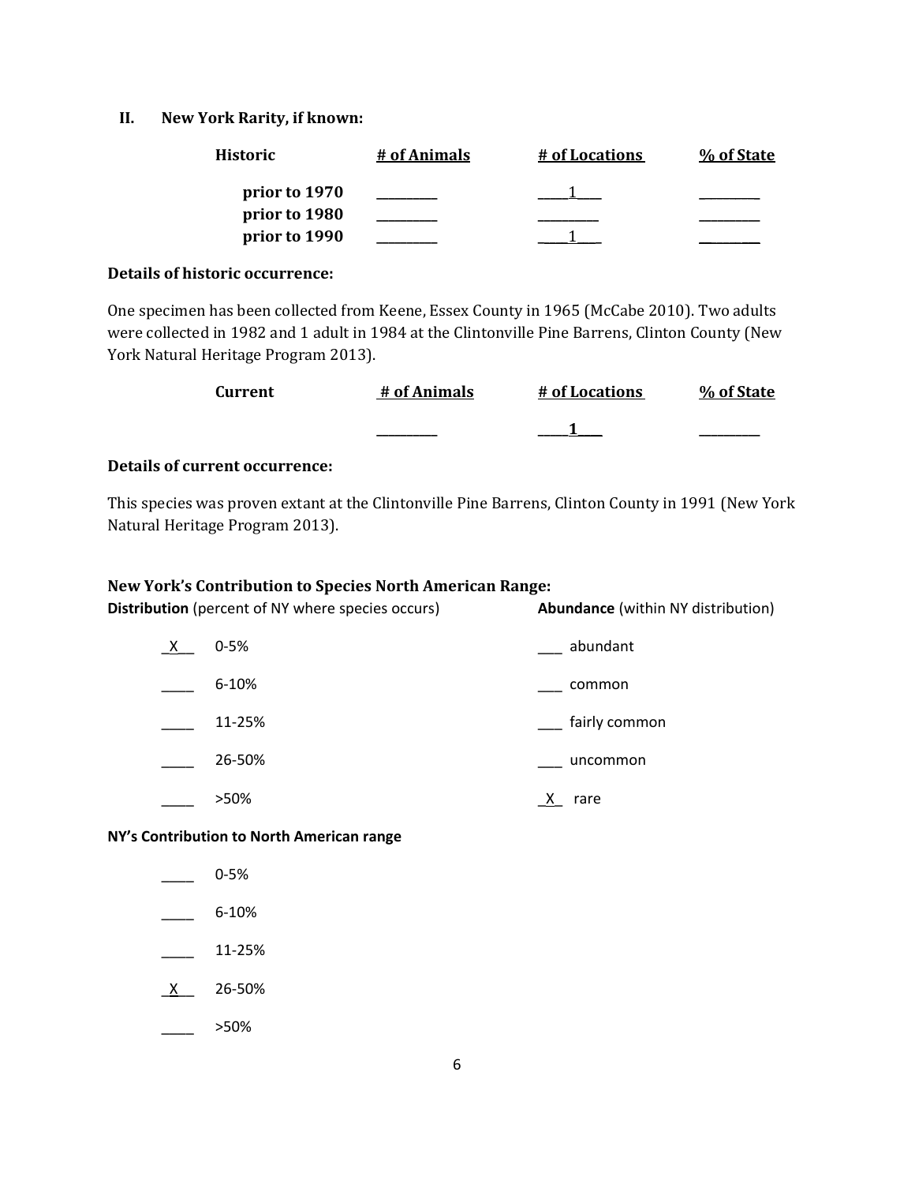## II. New York Rarity, if known:

| Historic | # of Animals | # of Locations | % of State |
|---|---|---|---|
| prior to 1970 | _________ | ____1____ | _________ |
| prior to 1980 | _________ | _________ | _________ |
| prior to 1990 | _________ | ____1____ | _________ |

**Details of historic occurrence:**

One specimen has been collected from Keene, Essex County in 1965 (McCabe 2010). Two adults were collected in 1982 and 1 adult in 1984 at the Clintonville Pine Barrens, Clinton County (New York Natural Heritage Program 2013).

| Current | # of Animals | # of Locations | % of State |
|---|---|---|---|
| | _________ | ____**1**____ | _________ |

**Details of current occurrence:**

This species was proven extant at the Clintonville Pine Barrens, Clinton County in 1991 (New York Natural Heritage Program 2013).

**New York's Contribution to Species North American Range:**

| **Distribution** (percent of NY where species occurs) | | **Abundance** (within NY distribution) |
|---|---|---|
| _X__ | 0-5% | ___ abundant |
| ____ | 6-10% | ___ common |
| ____ | 11-25% | ___ fairly common |
| ____ | 26-50% | ___ uncommon |
| ____ | >50% | _X_ rare |

**NY's Contribution to North American range**

- ____ 0-5%
- ____ 6-10%
- ____ 11-25%
- _X__ 26-50%
- ____ >50%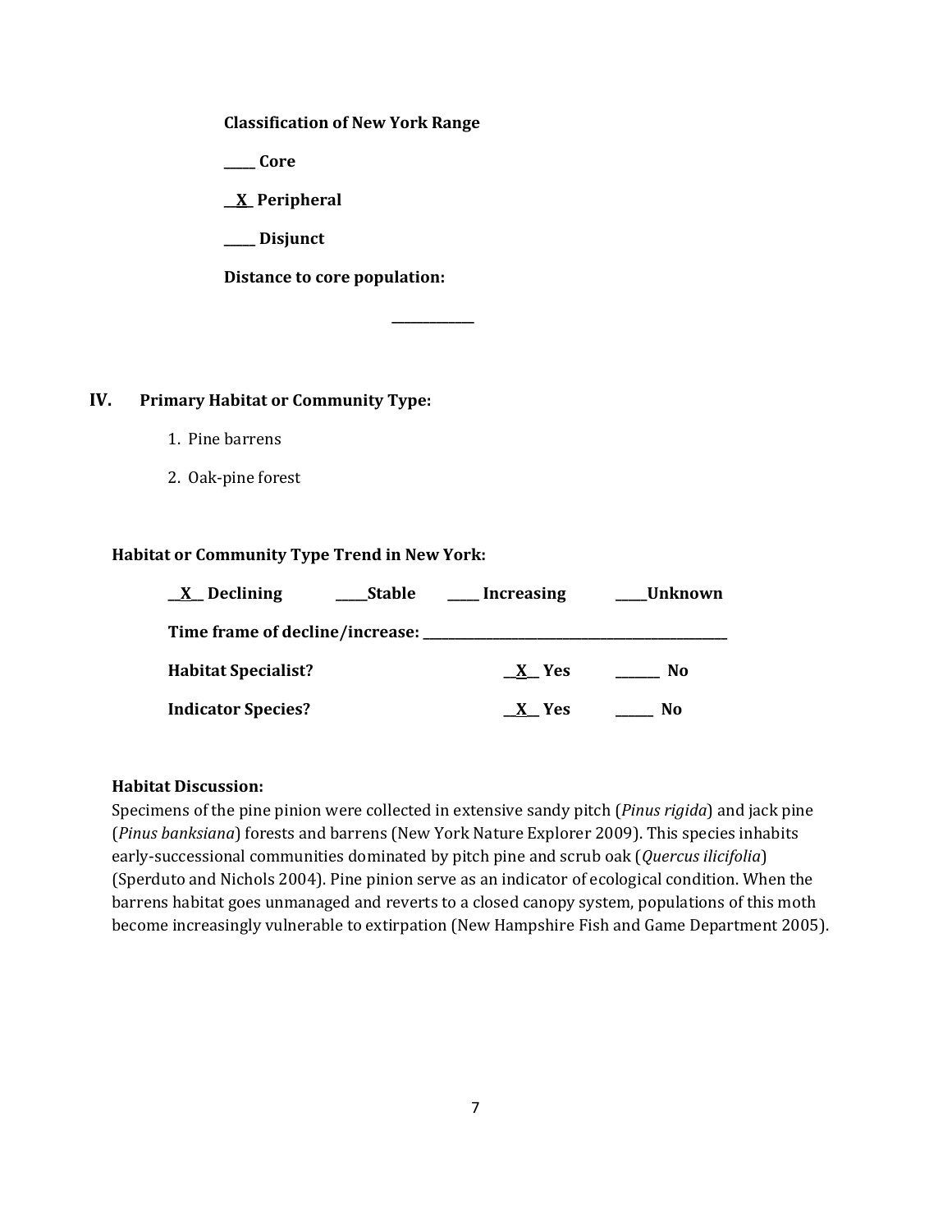**Classification of New York Range**

**_____ Core**

**__X_ Peripheral**

**_____ Disjunct**

**Distance to core population:**

**____________**

## IV. Primary Habitat or Community Type:

1. Pine barrens
2. Oak-pine forest

**Habitat or Community Type Trend in New York:**

**__X__ Declining** **_____Stable** **_____ Increasing** **_____Unknown**

**Time frame of decline/increase: ______________________________________________**

**Habitat Specialist?** **__X__ Yes** **_______ No**

**Indicator Species?** **__X__ Yes** **______ No**

**Habitat Discussion:**

Specimens of the pine pinion were collected in extensive sandy pitch (*Pinus rigida*) and jack pine (*Pinus banksiana*) forests and barrens (New York Nature Explorer 2009). This species inhabits early-successional communities dominated by pitch pine and scrub oak (*Quercus ilicifolia*) (Sperduto and Nichols 2004). Pine pinion serve as an indicator of ecological condition. When the barrens habitat goes unmanaged and reverts to a closed canopy system, populations of this moth become increasingly vulnerable to extirpation (New Hampshire Fish and Game Department 2005).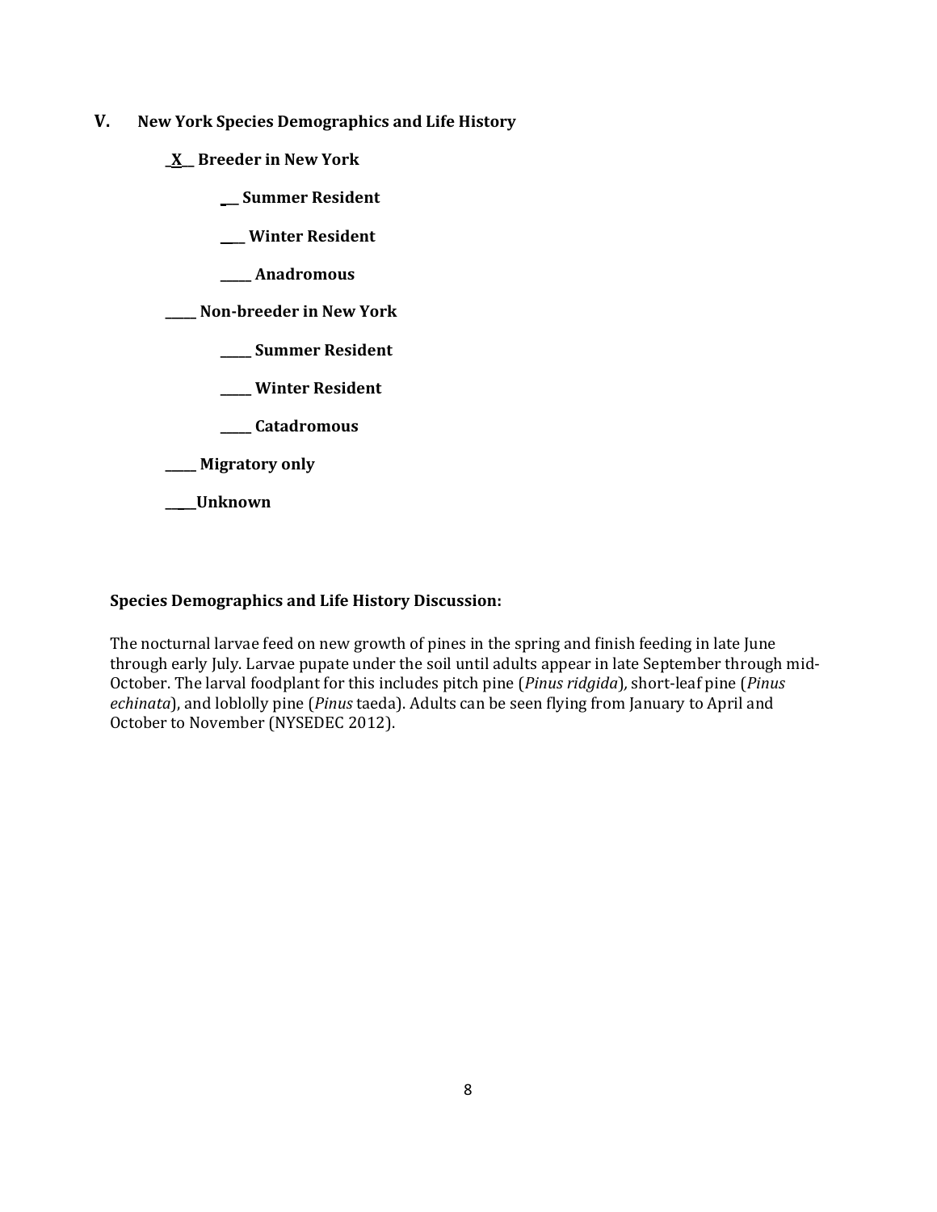## V. New York Species Demographics and Life History

_**X**__ **Breeder in New York**

- __ **Summer Resident**
- ____ **Winter Resident**
- _____ **Anadromous**

_____ **Non-breeder in New York**

- _____ **Summer Resident**
- _____ **Winter Resident**
- _____ **Catadromous**

_____ **Migratory only**

_____ **Unknown**

**Species Demographics and Life History Discussion:**

The nocturnal larvae feed on new growth of pines in the spring and finish feeding in late June through early July. Larvae pupate under the soil until adults appear in late September through mid-October. The larval foodplant for this includes pitch pine (*Pinus ridgida*), short-leaf pine (*Pinus echinata*), and loblolly pine (*Pinus* taeda). Adults can be seen flying from January to April and October to November (NYSEDEC 2012).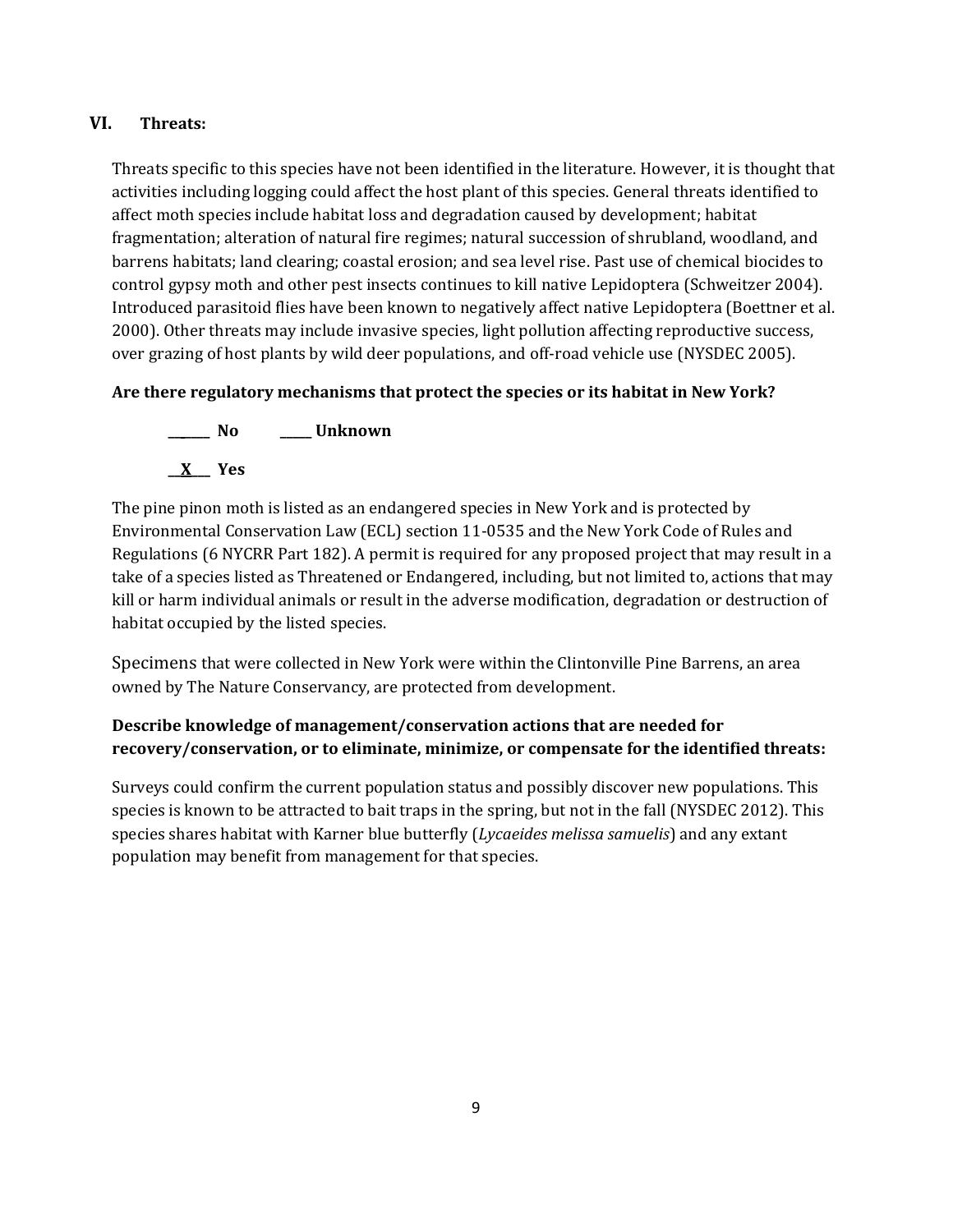## VI. Threats:

Threats specific to this species have not been identified in the literature. However, it is thought that activities including logging could affect the host plant of this species. General threats identified to affect moth species include habitat loss and degradation caused by development; habitat fragmentation; alteration of natural fire regimes; natural succession of shrubland, woodland, and barrens habitats; land clearing; coastal erosion; and sea level rise. Past use of chemical biocides to control gypsy moth and other pest insects continues to kill native Lepidoptera (Schweitzer 2004). Introduced parasitoid flies have been known to negatively affect native Lepidoptera (Boettner et al. 2000). Other threats may include invasive species, light pollution affecting reproductive success, over grazing of host plants by wild deer populations, and off-road vehicle use (NYSDEC 2005).

**Are there regulatory mechanisms that protect the species or its habitat in New York?**

_______ No     _____ Unknown

__X___ Yes

The pine pinon moth is listed as an endangered species in New York and is protected by Environmental Conservation Law (ECL) section 11-0535 and the New York Code of Rules and Regulations (6 NYCRR Part 182). A permit is required for any proposed project that may result in a take of a species listed as Threatened or Endangered, including, but not limited to, actions that may kill or harm individual animals or result in the adverse modification, degradation or destruction of habitat occupied by the listed species.

Specimens that were collected in New York were within the Clintonville Pine Barrens, an area owned by The Nature Conservancy, are protected from development.

**Describe knowledge of management/conservation actions that are needed for recovery/conservation, or to eliminate, minimize, or compensate for the identified threats:**

Surveys could confirm the current population status and possibly discover new populations. This species is known to be attracted to bait traps in the spring, but not in the fall (NYSDEC 2012). This species shares habitat with Karner blue butterfly (*Lycaeides melissa samuelis*) and any extant population may benefit from management for that species.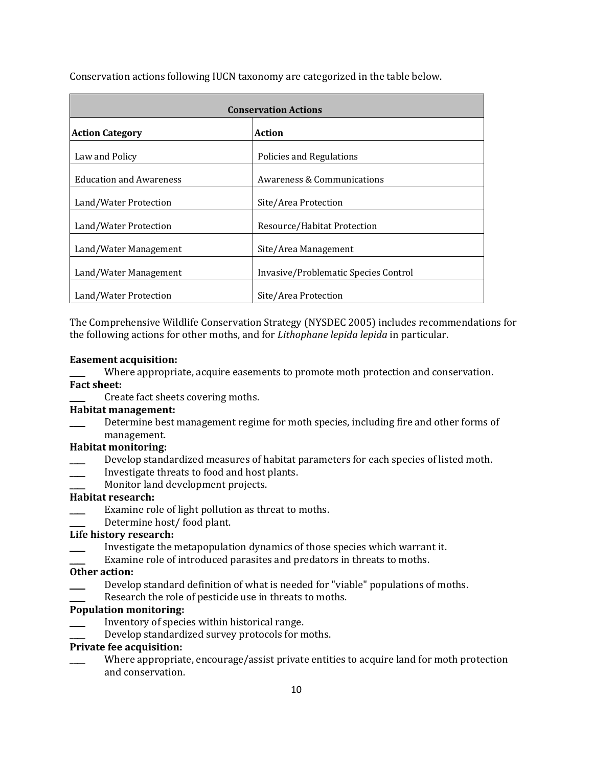Conservation actions following IUCN taxonomy are categorized in the table below.

| Conservation Actions | |
|---|---|
| **Action Category** | **Action** |
| Law and Policy | Policies and Regulations |
| Education and Awareness | Awareness & Communications |
| Land/Water Protection | Site/Area Protection |
| Land/Water Protection | Resource/Habitat Protection |
| Land/Water Management | Site/Area Management |
| Land/Water Management | Invasive/Problematic Species Control |
| Land/Water Protection | Site/Area Protection |

The Comprehensive Wildlife Conservation Strategy (NYSDEC 2005) includes recommendations for the following actions for other moths, and for *Lithophane lepida lepida* in particular.

**Easement acquisition:**

____ Where appropriate, acquire easements to promote moth protection and conservation.

**Fact sheet:**

____ Create fact sheets covering moths.

**Habitat management:**

____ Determine best management regime for moth species, including fire and other forms of management.

**Habitat monitoring:**

____ Develop standardized measures of habitat parameters for each species of listed moth.

____ Investigate threats to food and host plants.

____ Monitor land development projects.

**Habitat research:**

____ Examine role of light pollution as threat to moths.

____ Determine host/ food plant.

**Life history research:**

____ Investigate the metapopulation dynamics of those species which warrant it.

____ Examine role of introduced parasites and predators in threats to moths.

**Other action:**

____ Develop standard definition of what is needed for "viable" populations of moths.

____ Research the role of pesticide use in threats to moths.

**Population monitoring:**

____ Inventory of species within historical range.

____ Develop standardized survey protocols for moths.

**Private fee acquisition:**

____ Where appropriate, encourage/assist private entities to acquire land for moth protection and conservation.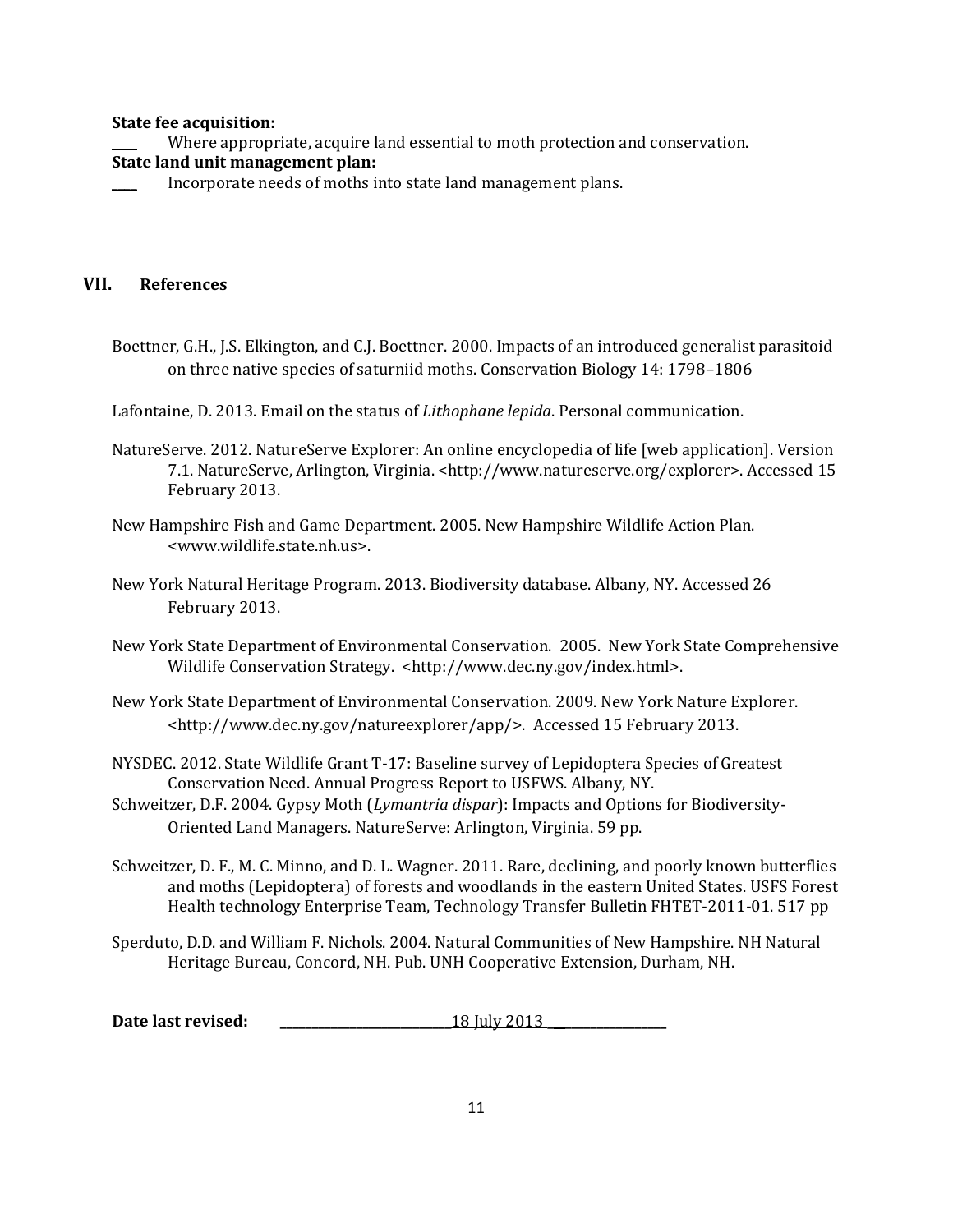**State fee acquisition:**

\_\_\_\_ Where appropriate, acquire land essential to moth protection and conservation.

**State land unit management plan:**

\_\_\_\_ Incorporate needs of moths into state land management plans.

## VII. References

Boettner, G.H., J.S. Elkington, and C.J. Boettner. 2000. Impacts of an introduced generalist parasitoid on three native species of saturniid moths. Conservation Biology 14: 1798–1806

Lafontaine, D. 2013. Email on the status of *Lithophane lepida*. Personal communication.

NatureServe. 2012. NatureServe Explorer: An online encyclopedia of life [web application]. Version 7.1. NatureServe, Arlington, Virginia. <http://www.natureserve.org/explorer>. Accessed 15 February 2013.

New Hampshire Fish and Game Department. 2005. New Hampshire Wildlife Action Plan. <www.wildlife.state.nh.us>.

New York Natural Heritage Program. 2013. Biodiversity database. Albany, NY. Accessed 26 February 2013.

New York State Department of Environmental Conservation. 2005. New York State Comprehensive Wildlife Conservation Strategy. <http://www.dec.ny.gov/index.html>.

New York State Department of Environmental Conservation. 2009. New York Nature Explorer. <http://www.dec.ny.gov/natureexplorer/app/>. Accessed 15 February 2013.

NYSDEC. 2012. State Wildlife Grant T-17: Baseline survey of Lepidoptera Species of Greatest Conservation Need. Annual Progress Report to USFWS. Albany, NY.

Schweitzer, D.F. 2004. Gypsy Moth (*Lymantria dispar*): Impacts and Options for Biodiversity-Oriented Land Managers. NatureServe: Arlington, Virginia. 59 pp.

Schweitzer, D. F., M. C. Minno, and D. L. Wagner. 2011. Rare, declining, and poorly known butterflies and moths (Lepidoptera) of forests and woodlands in the eastern United States. USFS Forest Health technology Enterprise Team, Technology Transfer Bulletin FHTET-2011-01. 517 pp

Sperduto, D.D. and William F. Nichols. 2004. Natural Communities of New Hampshire. NH Natural Heritage Bureau, Concord, NH. Pub. UNH Cooperative Extension, Durham, NH.

**Date last revised:** 18 July 2013